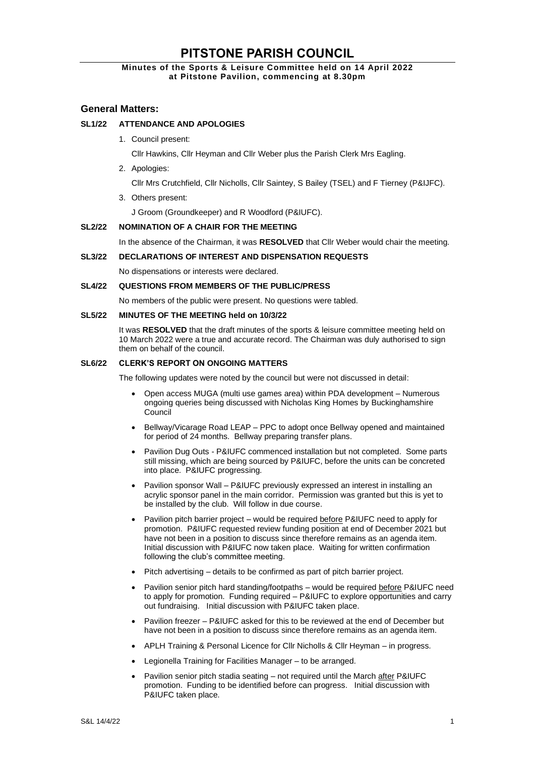# PITSTONE PARISH COUNCIL

**Minutes of the Sports & Leisure Committee held on 14 April 2022 at Pitstone Pavilion, commencing at 8.30pm**

## General Matters:

### SL1/22 ATTENDANCE AND APOLOGIES

1. Council present:

   Cllr Hawkins, Cllr Heyman and Cllr Weber plus the Parish Clerk Mrs Eagling.

2. Apologies:

   Cllr Mrs Crutchfield, Cllr Nicholls, Cllr Saintey, S Bailey (TSEL) and F Tierney (P&IJFC).

3. Others present:

   J Groom (Groundkeeper) and R Woodford (P&IUFC).

### SL2/22 NOMINATION OF A CHAIR FOR THE MEETING

In the absence of the Chairman, it was **RESOLVED** that Cllr Weber would chair the meeting.

### SL3/22 DECLARATIONS OF INTEREST AND DISPENSATION REQUESTS

No dispensations or interests were declared.

### SL4/22 QUESTIONS FROM MEMBERS OF THE PUBLIC/PRESS

No members of the public were present. No questions were tabled.

### SL5/22 MINUTES OF THE MEETING held on 10/3/22

It was **RESOLVED** that the draft minutes of the sports & leisure committee meeting held on 10 March 2022 were a true and accurate record. The Chairman was duly authorised to sign them on behalf of the council.

### SL6/22 CLERK'S REPORT ON ONGOING MATTERS

The following updates were noted by the council but were not discussed in detail:

- Open access MUGA (multi use games area) within PDA development – Numerous ongoing queries being discussed with Nicholas King Homes by Buckinghamshire Council
- Bellway/Vicarage Road LEAP – PPC to adopt once Bellway opened and maintained for period of 24 months. Bellway preparing transfer plans.
- Pavilion Dug Outs - P&IUFC commenced installation but not completed. Some parts still missing, which are being sourced by P&IUFC, before the units can be concreted into place. P&IUFC progressing.
- Pavilion sponsor Wall – P&IUFC previously expressed an interest in installing an acrylic sponsor panel in the main corridor. Permission was granted but this is yet to be installed by the club. Will follow in due course.
- Pavilion pitch barrier project – would be required <u>before</u> P&IUFC need to apply for promotion. P&IUFC requested review funding position at end of December 2021 but have not been in a position to discuss since therefore remains as an agenda item. Initial discussion with P&IUFC now taken place. Waiting for written confirmation following the club's committee meeting.
- Pitch advertising – details to be confirmed as part of pitch barrier project.
- Pavilion senior pitch hard standing/footpaths – would be required <u>before</u> P&IUFC need to apply for promotion. Funding required – P&IUFC to explore opportunities and carry out fundraising. Initial discussion with P&IUFC taken place.
- Pavilion freezer – P&IUFC asked for this to be reviewed at the end of December but have not been in a position to discuss since therefore remains as an agenda item.
- APLH Training & Personal Licence for Cllr Nicholls & Cllr Heyman – in progress.
- Legionella Training for Facilities Manager – to be arranged.
- Pavilion senior pitch stadia seating – not required until the March <u>after</u> P&IUFC promotion. Funding to be identified before can progress. Initial discussion with P&IUFC taken place.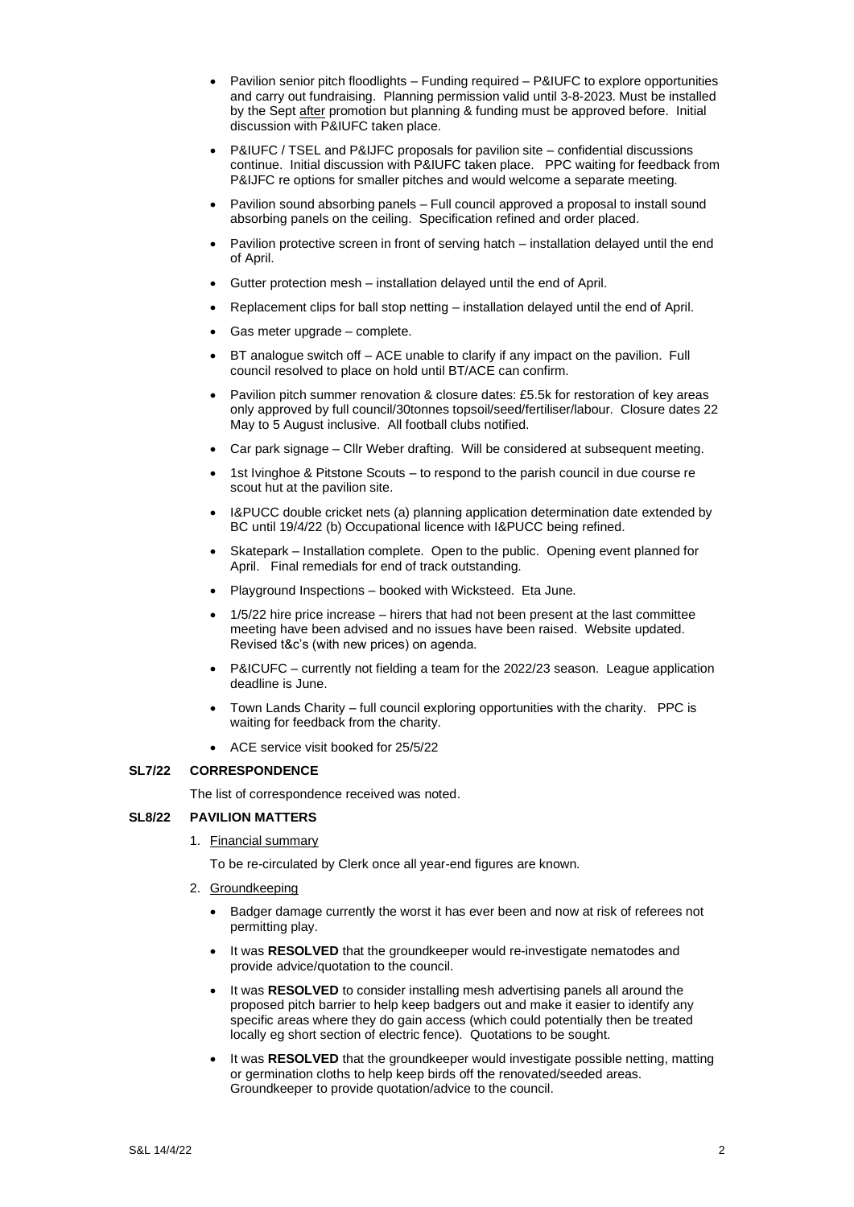- Pavilion senior pitch floodlights – Funding required – P&IUFC to explore opportunities and carry out fundraising. Planning permission valid until 3-8-2023. Must be installed by the Sept after promotion but planning & funding must be approved before. Initial discussion with P&IUFC taken place.
- P&IUFC / TSEL and P&IJFC proposals for pavilion site – confidential discussions continue. Initial discussion with P&IUFC taken place. PPC waiting for feedback from P&IJFC re options for smaller pitches and would welcome a separate meeting.
- Pavilion sound absorbing panels – Full council approved a proposal to install sound absorbing panels on the ceiling. Specification refined and order placed.
- Pavilion protective screen in front of serving hatch – installation delayed until the end of April.
- Gutter protection mesh – installation delayed until the end of April.
- Replacement clips for ball stop netting – installation delayed until the end of April.
- Gas meter upgrade – complete.
- BT analogue switch off – ACE unable to clarify if any impact on the pavilion. Full council resolved to place on hold until BT/ACE can confirm.
- Pavilion pitch summer renovation & closure dates: £5.5k for restoration of key areas only approved by full council/30tonnes topsoil/seed/fertiliser/labour. Closure dates 22 May to 5 August inclusive. All football clubs notified.
- Car park signage – Cllr Weber drafting. Will be considered at subsequent meeting.
- 1st Ivinghoe & Pitstone Scouts – to respond to the parish council in due course re scout hut at the pavilion site.
- I&PUCC double cricket nets (a) planning application determination date extended by BC until 19/4/22 (b) Occupational licence with I&PUCC being refined.
- Skatepark – Installation complete. Open to the public. Opening event planned for April. Final remedials for end of track outstanding.
- Playground Inspections – booked with Wicksteed. Eta June.
- 1/5/22 hire price increase – hirers that had not been present at the last committee meeting have been advised and no issues have been raised. Website updated. Revised t&c's (with new prices) on agenda.
- P&ICUFC – currently not fielding a team for the 2022/23 season. League application deadline is June.
- Town Lands Charity – full council exploring opportunities with the charity. PPC is waiting for feedback from the charity.
- ACE service visit booked for 25/5/22

**SL7/22 CORRESPONDENCE**

The list of correspondence received was noted.

**SL8/22 PAVILION MATTERS**

1. Financial summary

   To be re-circulated by Clerk once all year-end figures are known.

2. Groundkeeping

   - Badger damage currently the worst it has ever been and now at risk of referees not permitting play.
   - It was **RESOLVED** that the groundkeeper would re-investigate nematodes and provide advice/quotation to the council.
   - It was **RESOLVED** to consider installing mesh advertising panels all around the proposed pitch barrier to help keep badgers out and make it easier to identify any specific areas where they do gain access (which could potentially then be treated locally eg short section of electric fence). Quotations to be sought.
   - It was **RESOLVED** that the groundkeeper would investigate possible netting, matting or germination cloths to help keep birds off the renovated/seeded areas. Groundkeeper to provide quotation/advice to the council.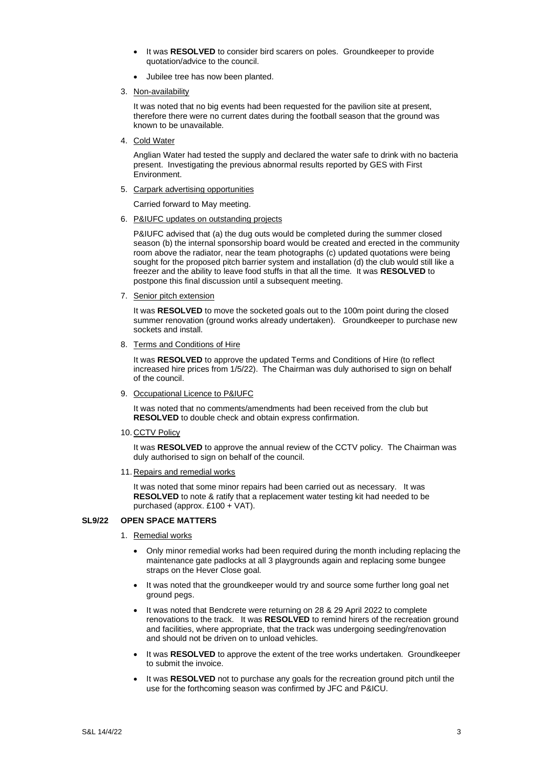- It was **RESOLVED** to consider bird scarers on poles. Groundkeeper to provide quotation/advice to the council.
- Jubilee tree has now been planted.

3. Non-availability

   It was noted that no big events had been requested for the pavilion site at present, therefore there were no current dates during the football season that the ground was known to be unavailable.

4. Cold Water

   Anglian Water had tested the supply and declared the water safe to drink with no bacteria present. Investigating the previous abnormal results reported by GES with First Environment.

5. Carpark advertising opportunities

   Carried forward to May meeting.

6. P&IUFC updates on outstanding projects

   P&IUFC advised that (a) the dug outs would be completed during the summer closed season (b) the internal sponsorship board would be created and erected in the community room above the radiator, near the team photographs (c) updated quotations were being sought for the proposed pitch barrier system and installation (d) the club would still like a freezer and the ability to leave food stuffs in that all the time. It was **RESOLVED** to postpone this final discussion until a subsequent meeting.

7. Senior pitch extension

   It was **RESOLVED** to move the socketed goals out to the 100m point during the closed summer renovation (ground works already undertaken). Groundkeeper to purchase new sockets and install.

8. Terms and Conditions of Hire

   It was **RESOLVED** to approve the updated Terms and Conditions of Hire (to reflect increased hire prices from 1/5/22). The Chairman was duly authorised to sign on behalf of the council.

9. Occupational Licence to P&IUFC

   It was noted that no comments/amendments had been received from the club but **RESOLVED** to double check and obtain express confirmation.

10. CCTV Policy

    It was **RESOLVED** to approve the annual review of the CCTV policy. The Chairman was duly authorised to sign on behalf of the council.

11. Repairs and remedial works

    It was noted that some minor repairs had been carried out as necessary. It was **RESOLVED** to note & ratify that a replacement water testing kit had needed to be purchased (approx. £100 + VAT).

**SL9/22 OPEN SPACE MATTERS**

1. Remedial works

   - Only minor remedial works had been required during the month including replacing the maintenance gate padlocks at all 3 playgrounds again and replacing some bungee straps on the Hever Close goal.
   - It was noted that the groundkeeper would try and source some further long goal net ground pegs.
   - It was noted that Bendcrete were returning on 28 & 29 April 2022 to complete renovations to the track. It was **RESOLVED** to remind hirers of the recreation ground and facilities, where appropriate, that the track was undergoing seeding/renovation and should not be driven on to unload vehicles.
   - It was **RESOLVED** to approve the extent of the tree works undertaken. Groundkeeper to submit the invoice.
   - It was **RESOLVED** not to purchase any goals for the recreation ground pitch until the use for the forthcoming season was confirmed by JFC and P&ICU.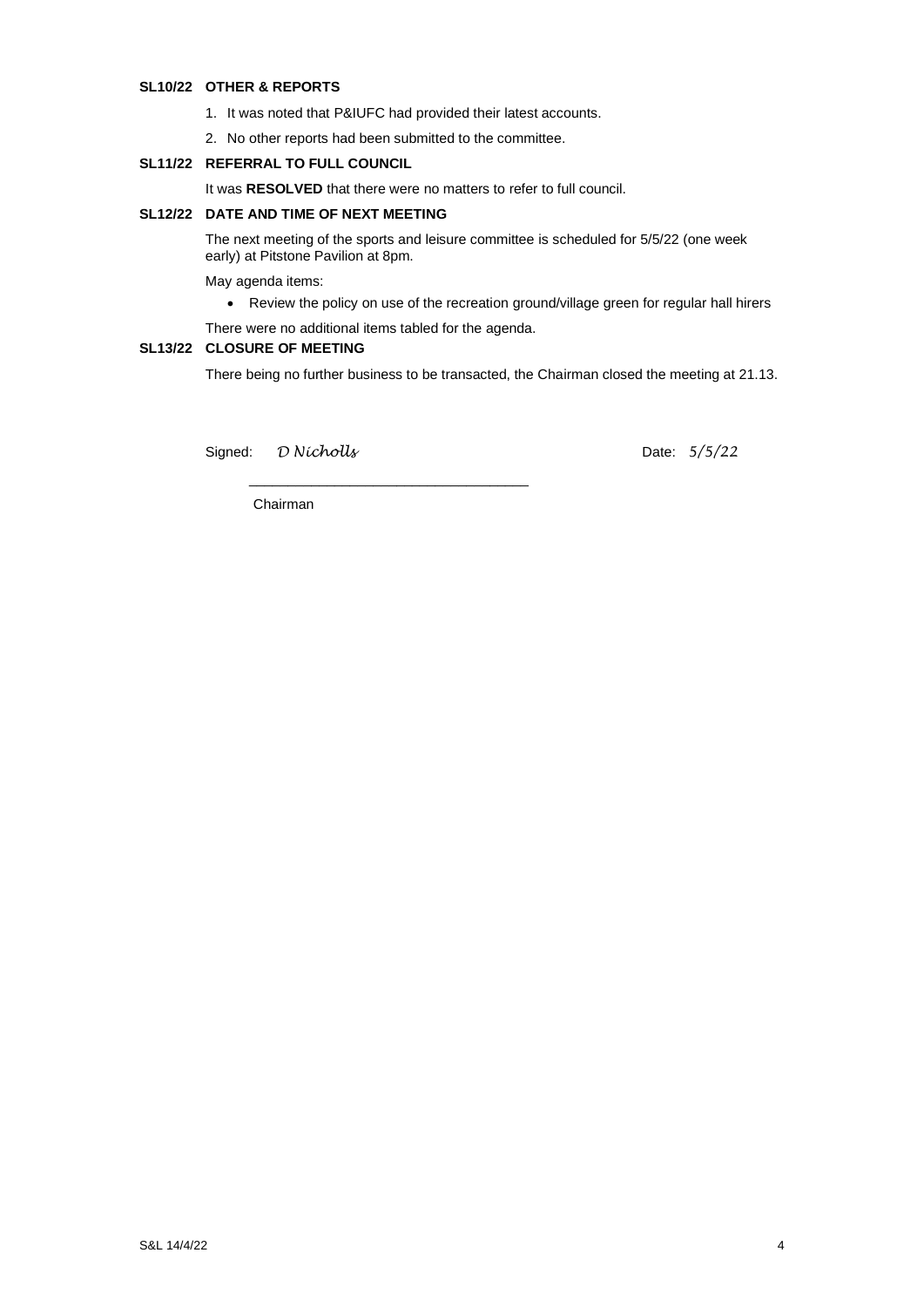**SL10/22 OTHER & REPORTS**

1. It was noted that P&IUFC had provided their latest accounts.
2. No other reports had been submitted to the committee.

**SL11/22 REFERRAL TO FULL COUNCIL**

It was **RESOLVED** that there were no matters to refer to full council.

**SL12/22 DATE AND TIME OF NEXT MEETING**

The next meeting of the sports and leisure committee is scheduled for 5/5/22 (one week early) at Pitstone Pavilion at 8pm.

May agenda items:

- Review the policy on use of the recreation ground/village green for regular hall hirers

There were no additional items tabled for the agenda.

**SL13/22 CLOSURE OF MEETING**

There being no further business to be transacted, the Chairman closed the meeting at 21.13.

Signed: *D Nicholls* Date: *5/5/22*

\_\_\_\_\_\_\_\_\_\_\_\_\_\_\_\_\_\_\_\_\_\_\_\_\_\_\_\_\_\_\_\_\_\_\_

Chairman